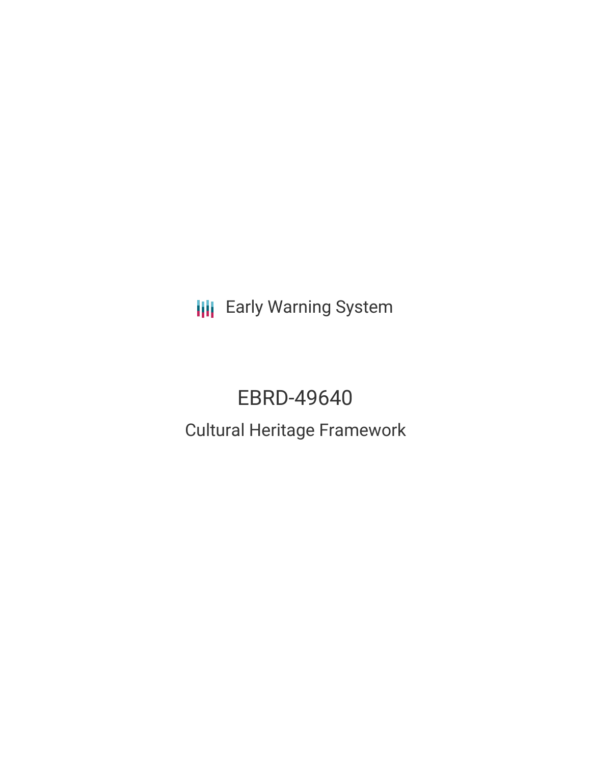Early Warning System

# EBRD-49640

## Cultural Heritage Framework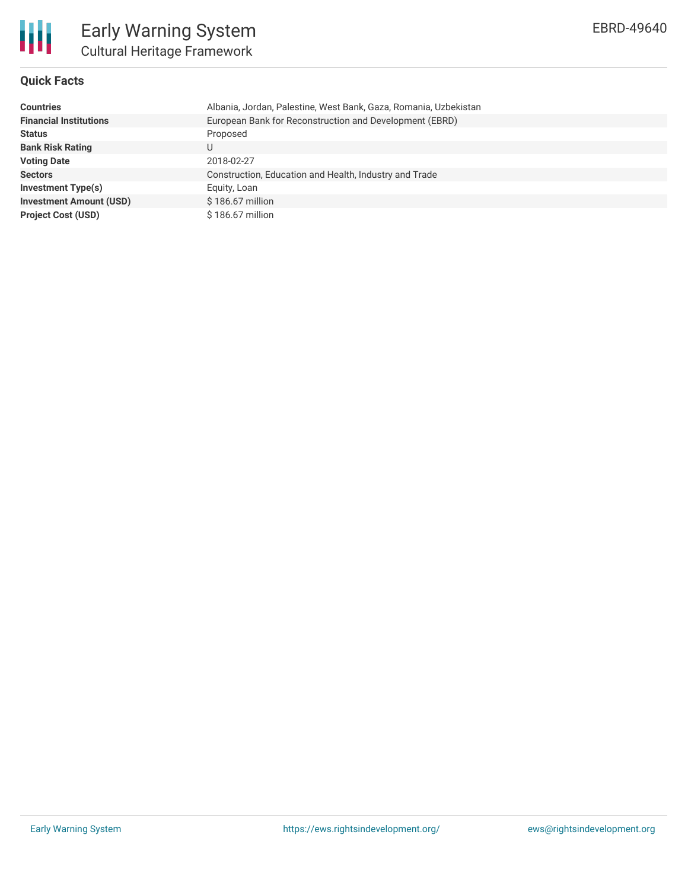# Early Warning System

## Cultural Heritage Framework

EBRD-49640

### Quick Facts

| | |
|---|---|
| **Countries** | Albania, Jordan, Palestine, West Bank, Gaza, Romania, Uzbekistan |
| **Financial Institutions** | European Bank for Reconstruction and Development (EBRD) |
| **Status** | Proposed |
| **Bank Risk Rating** | U |
| **Voting Date** | 2018-02-27 |
| **Sectors** | Construction, Education and Health, Industry and Trade |
| **Investment Type(s)** | Equity, Loan |
| **Investment Amount (USD)** | $ 186.67 million |
| **Project Cost (USD)** | $ 186.67 million |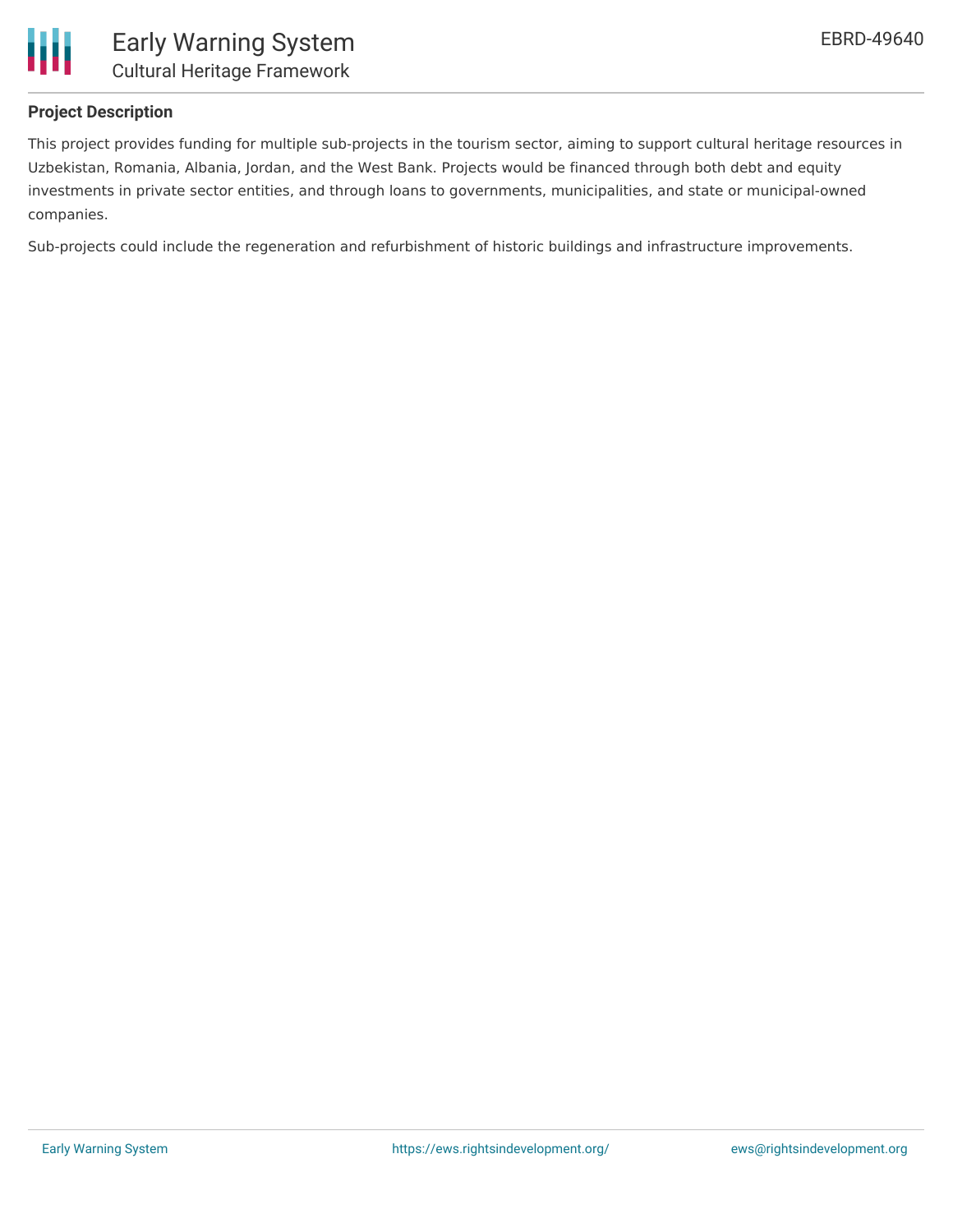### Project Description

This project provides funding for multiple sub-projects in the tourism sector, aiming to support cultural heritage resources in Uzbekistan, Romania, Albania, Jordan, and the West Bank. Projects would be financed through both debt and equity investments in private sector entities, and through loans to governments, municipalities, and state or municipal-owned companies.

Sub-projects could include the regeneration and refurbishment of historic buildings and infrastructure improvements.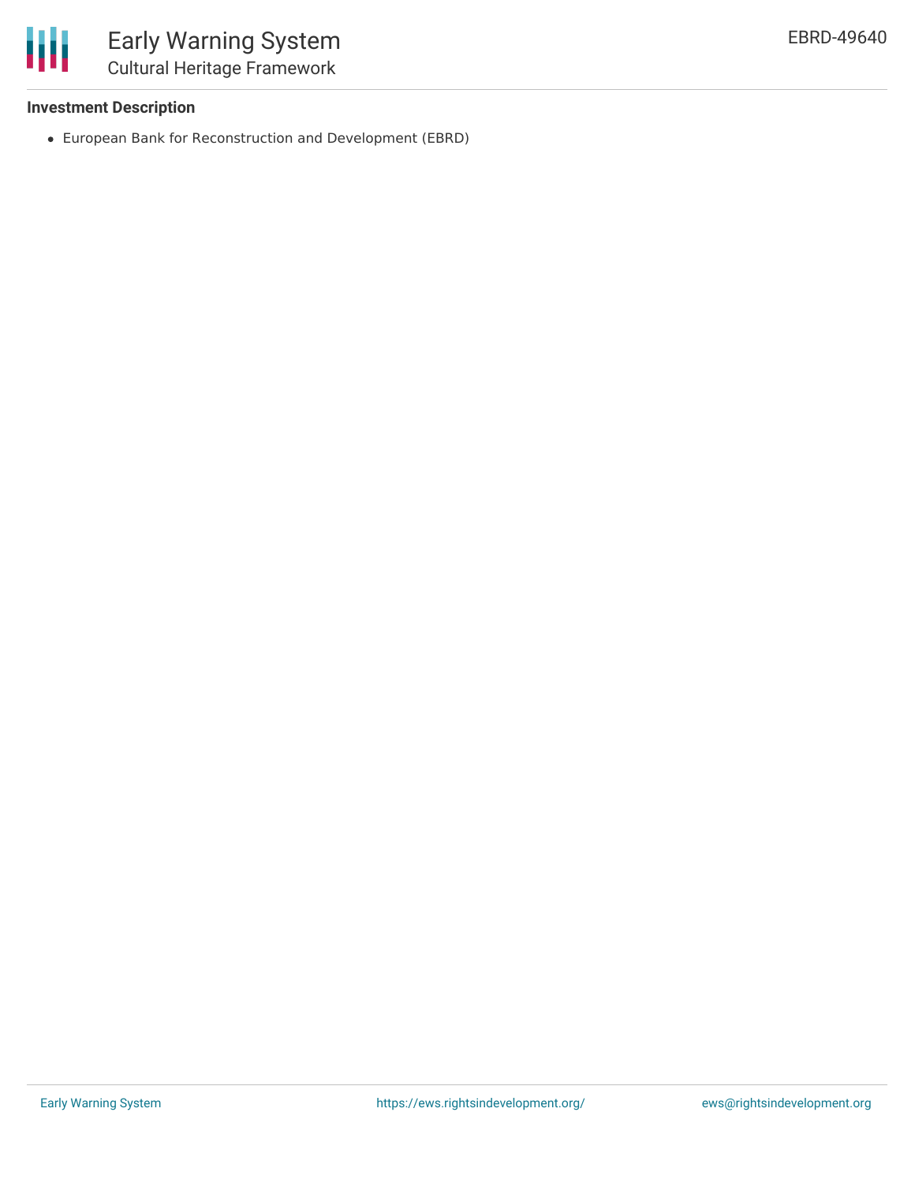### Investment Description

- European Bank for Reconstruction and Development (EBRD)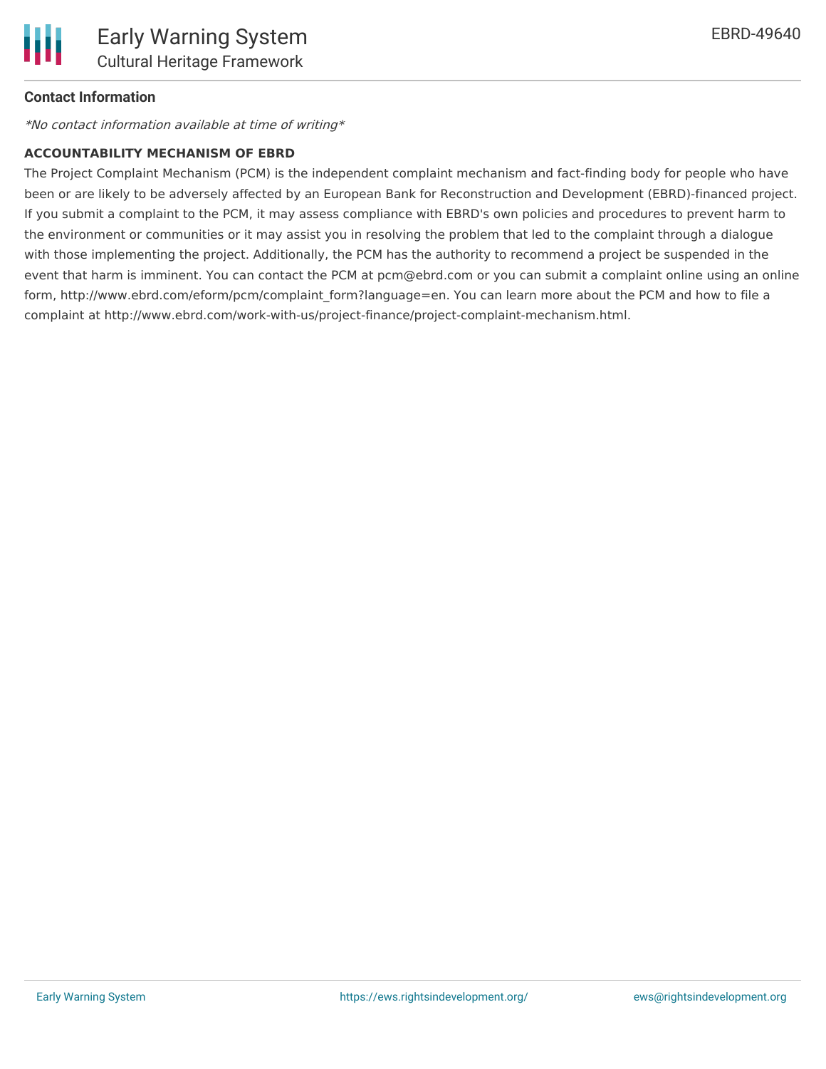#### Contact Information

*\*No contact information available at time of writing\**

**ACCOUNTABILITY MECHANISM OF EBRD**

The Project Complaint Mechanism (PCM) is the independent complaint mechanism and fact-finding body for people who have been or are likely to be adversely affected by an European Bank for Reconstruction and Development (EBRD)-financed project. If you submit a complaint to the PCM, it may assess compliance with EBRD's own policies and procedures to prevent harm to the environment or communities or it may assist you in resolving the problem that led to the complaint through a dialogue with those implementing the project. Additionally, the PCM has the authority to recommend a project be suspended in the event that harm is imminent. You can contact the PCM at pcm@ebrd.com or you can submit a complaint online using an online form, http://www.ebrd.com/eform/pcm/complaint_form?language=en. You can learn more about the PCM and how to file a complaint at http://www.ebrd.com/work-with-us/project-finance/project-complaint-mechanism.html.